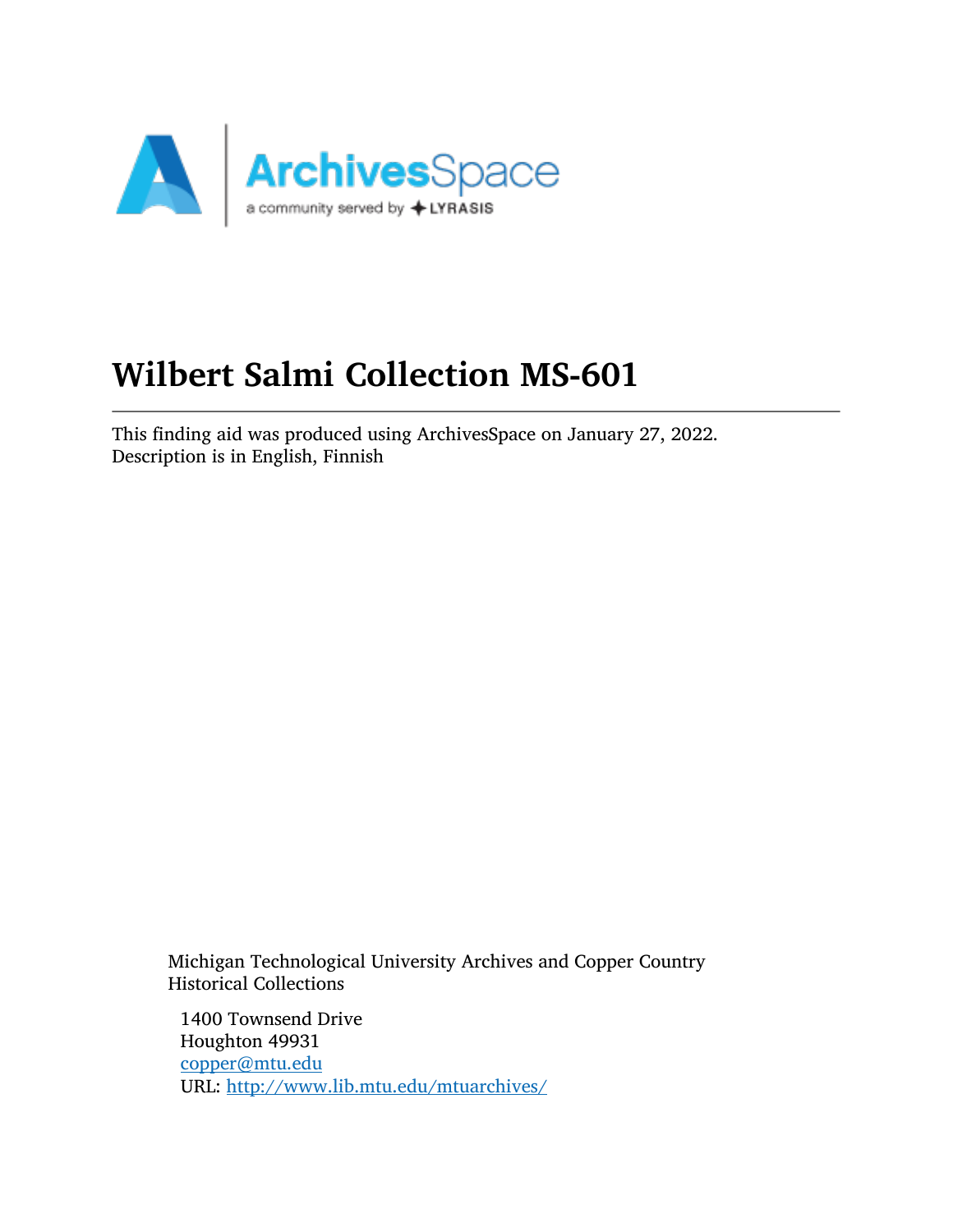# Wilbert Salmi Collection MS-601

This finding aid was produced using ArchivesSpace on January 27, 2022.
Description is in English, Finnish

Michigan Technological University Archives and Copper Country Historical Collections

1400 Townsend Drive
Houghton 49931
copper@mtu.edu
URL: http://www.lib.mtu.edu/mtuarchives/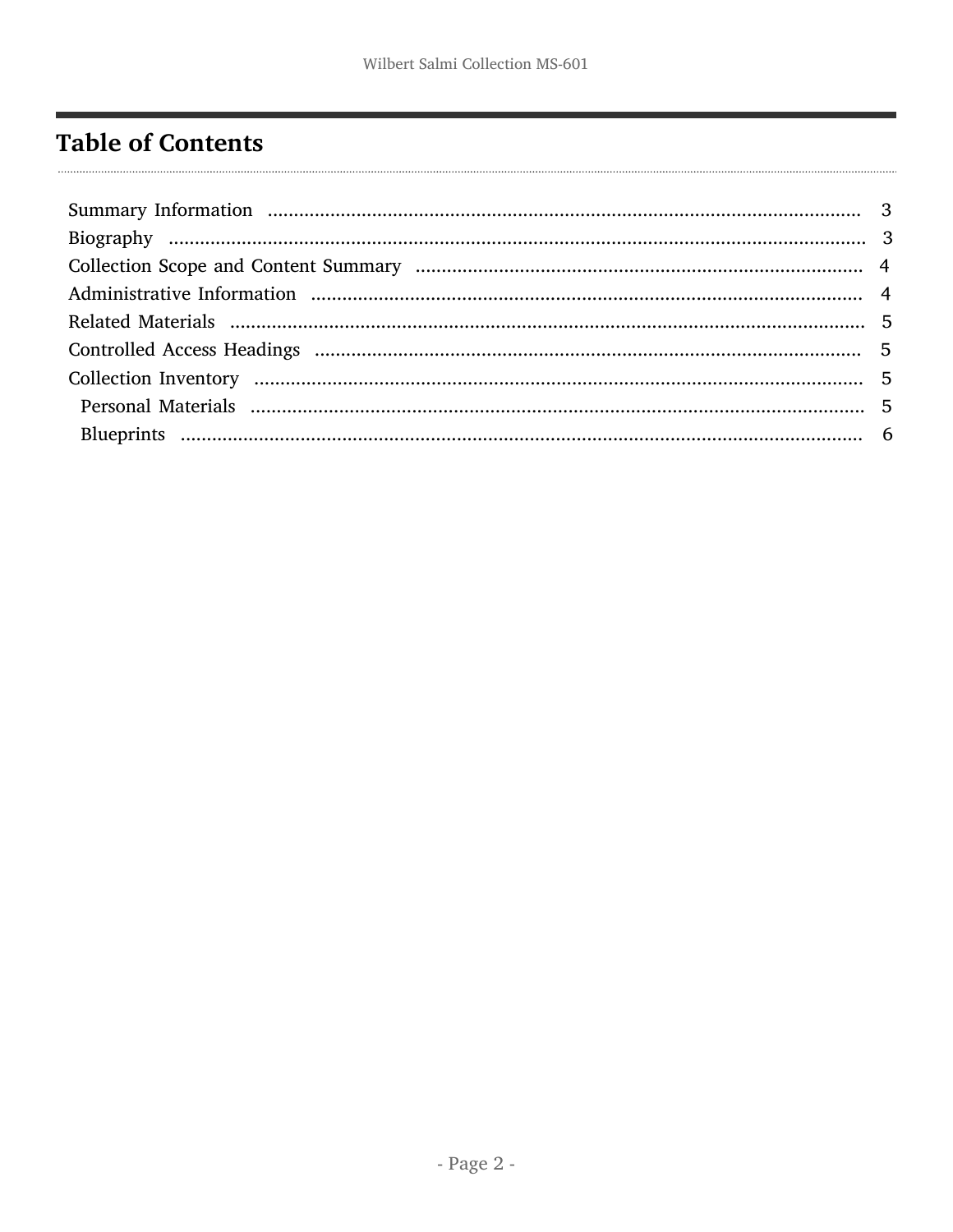# Table of Contents

- Summary Information ..... 3
- Biography ..... 3
- Collection Scope and Content Summary ..... 4
- Administrative Information ..... 4
- Related Materials ..... 5
- Controlled Access Headings ..... 5
- Collection Inventory ..... 5
  - Personal Materials ..... 5
  - Blueprints ..... 6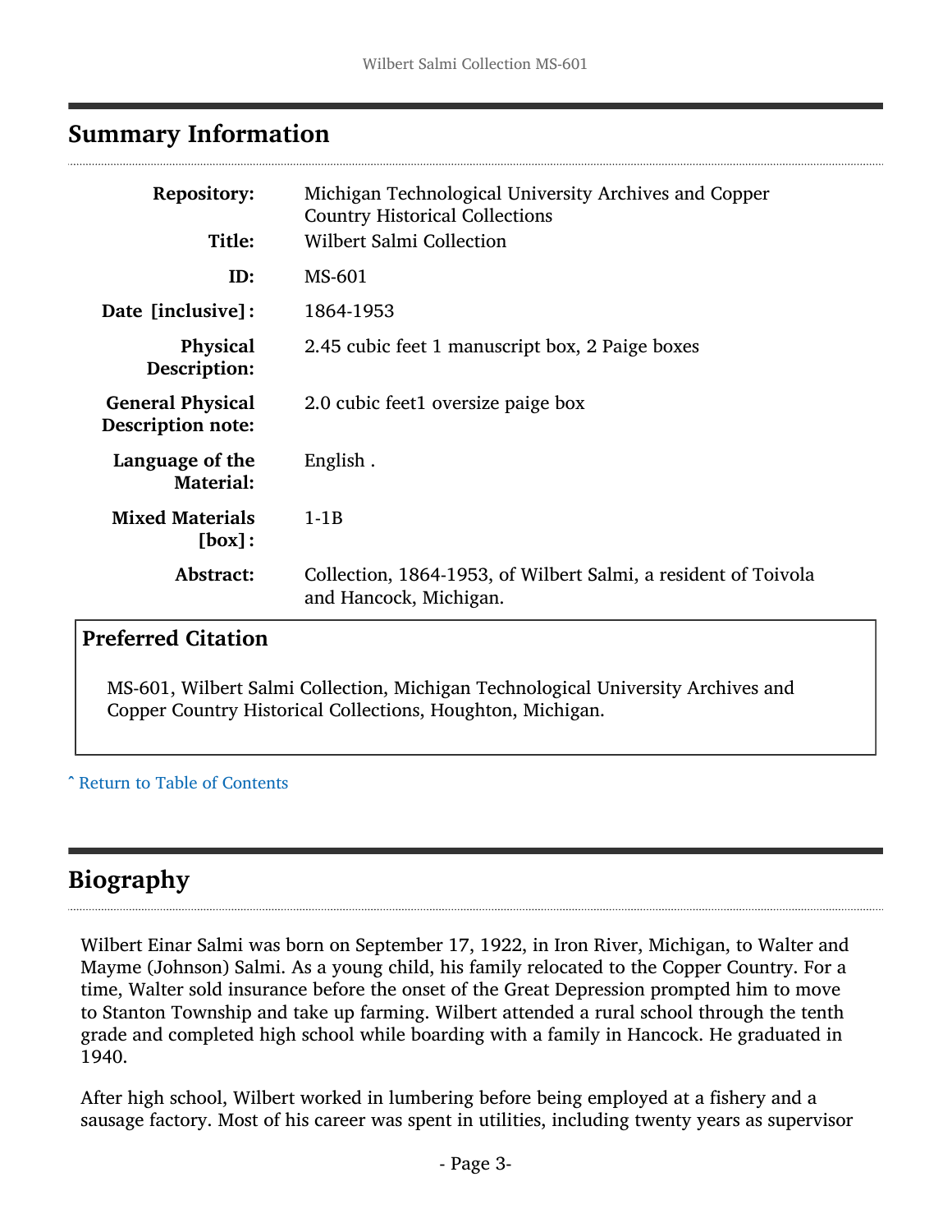## Summary Information

| | |
|---|---|
| **Repository:** | Michigan Technological University Archives and Copper Country Historical Collections |
| **Title:** | Wilbert Salmi Collection |
| **ID:** | MS-601 |
| **Date [inclusive]:** | 1864-1953 |
| **Physical Description:** | 2.45 cubic feet 1 manuscript box, 2 Paige boxes |
| **General Physical Description note:** | 2.0 cubic feet1 oversize paige box |
| **Language of the Material:** | English . |
| **Mixed Materials [box]:** | 1-1B |
| **Abstract:** | Collection, 1864-1953, of Wilbert Salmi, a resident of Toivola and Hancock, Michigan. |

### Preferred Citation

MS-601, Wilbert Salmi Collection, Michigan Technological University Archives and Copper Country Historical Collections, Houghton, Michigan.

ˆ Return to Table of Contents

## Biography

Wilbert Einar Salmi was born on September 17, 1922, in Iron River, Michigan, to Walter and Mayme (Johnson) Salmi. As a young child, his family relocated to the Copper Country. For a time, Walter sold insurance before the onset of the Great Depression prompted him to move to Stanton Township and take up farming. Wilbert attended a rural school through the tenth grade and completed high school while boarding with a family in Hancock. He graduated in 1940.

After high school, Wilbert worked in lumbering before being employed at a fishery and a sausage factory. Most of his career was spent in utilities, including twenty years as supervisor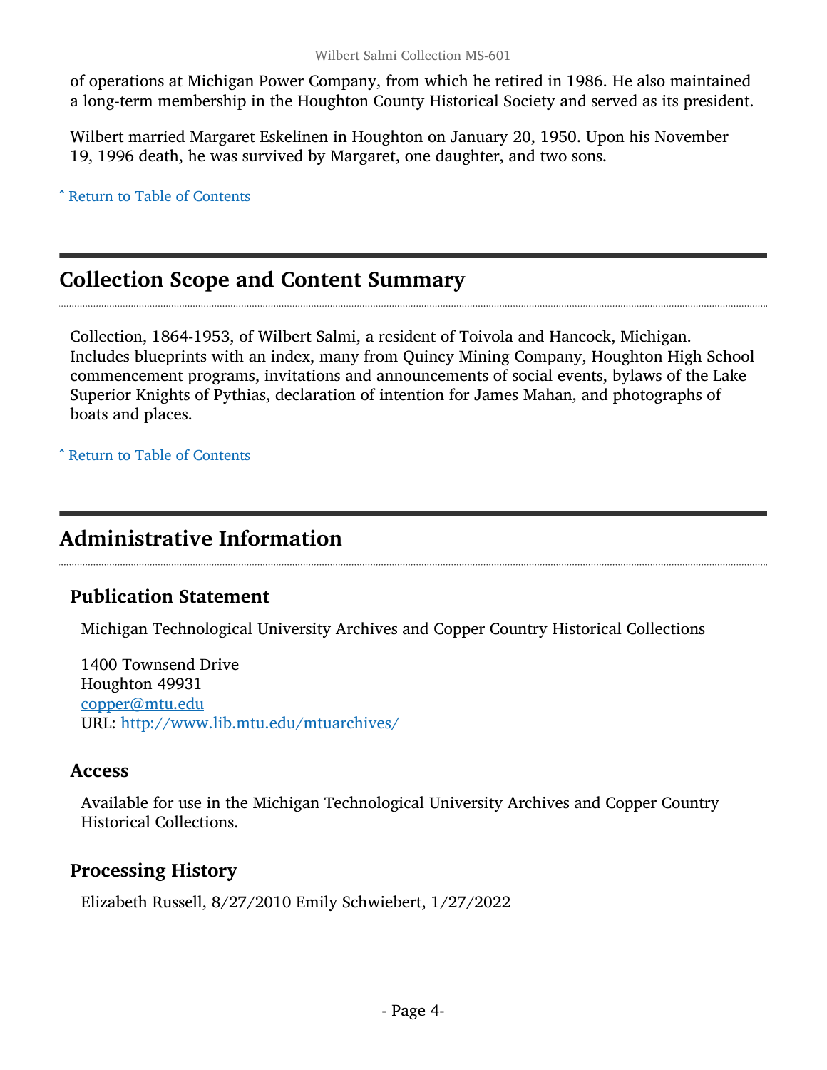of operations at Michigan Power Company, from which he retired in 1986. He also maintained a long-term membership in the Houghton County Historical Society and served as its president.

Wilbert married Margaret Eskelinen in Houghton on January 20, 1950. Upon his November 19, 1996 death, he was survived by Margaret, one daughter, and two sons.

ˆ Return to Table of Contents

## Collection Scope and Content Summary

Collection, 1864-1953, of Wilbert Salmi, a resident of Toivola and Hancock, Michigan. Includes blueprints with an index, many from Quincy Mining Company, Houghton High School commencement programs, invitations and announcements of social events, bylaws of the Lake Superior Knights of Pythias, declaration of intention for James Mahan, and photographs of boats and places.

ˆ Return to Table of Contents

## Administrative Information

### Publication Statement

Michigan Technological University Archives and Copper Country Historical Collections

1400 Townsend Drive
Houghton 49931
copper@mtu.edu
URL: http://www.lib.mtu.edu/mtuarchives/

### Access

Available for use in the Michigan Technological University Archives and Copper Country Historical Collections.

### Processing History

Elizabeth Russell, 8/27/2010 Emily Schwiebert, 1/27/2022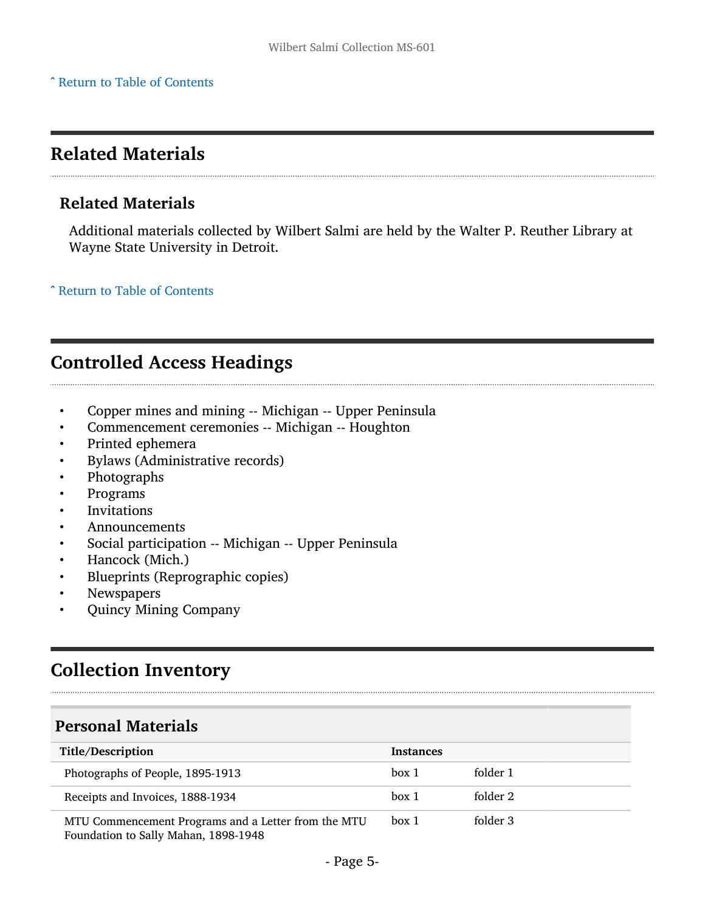ˆ Return to Table of Contents

## Related Materials

### Related Materials

Additional materials collected by Wilbert Salmi are held by the Walter P. Reuther Library at Wayne State University in Detroit.

ˆ Return to Table of Contents

## Controlled Access Headings

- Copper mines and mining -- Michigan -- Upper Peninsula
- Commencement ceremonies -- Michigan -- Houghton
- Printed ephemera
- Bylaws (Administrative records)
- Photographs
- Programs
- Invitations
- Announcements
- Social participation -- Michigan -- Upper Peninsula
- Hancock (Mich.)
- Blueprints (Reprographic copies)
- Newspapers
- Quincy Mining Company

## Collection Inventory

### Personal Materials

| Title/Description | Instances | |
|---|---|---|
| Photographs of People, 1895-1913 | box 1 | folder 1 |
| Receipts and Invoices, 1888-1934 | box 1 | folder 2 |
| MTU Commencement Programs and a Letter from the MTU Foundation to Sally Mahan, 1898-1948 | box 1 | folder 3 |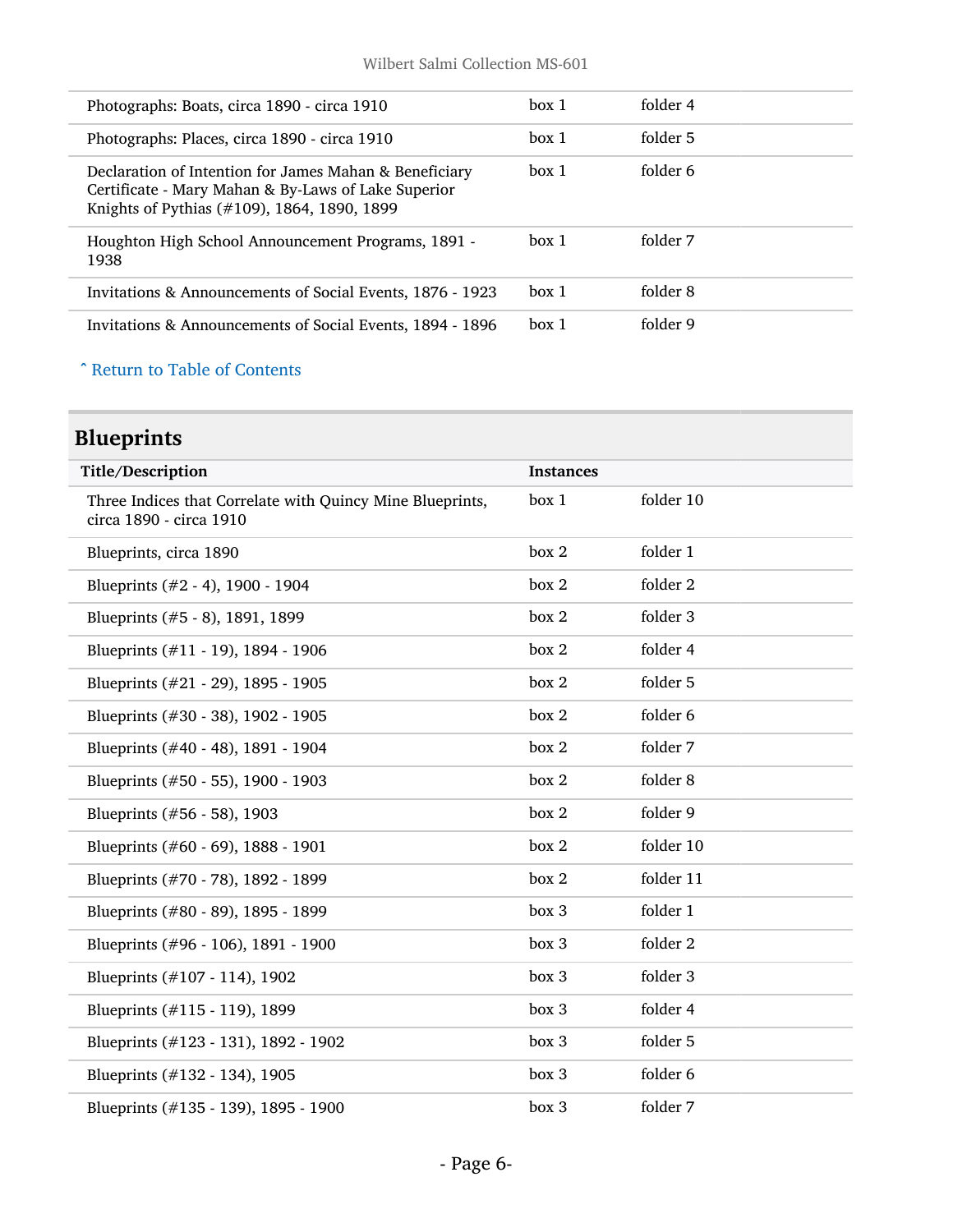| | | |
|---|---|---|
| Photographs: Boats, circa 1890 - circa 1910 | box 1 | folder 4 |
| Photographs: Places, circa 1890 - circa 1910 | box 1 | folder 5 |
| Declaration of Intention for James Mahan & Beneficiary Certificate - Mary Mahan & By-Laws of Lake Superior Knights of Pythias (#109), 1864, 1890, 1899 | box 1 | folder 6 |
| Houghton High School Announcement Programs, 1891 - 1938 | box 1 | folder 7 |
| Invitations & Announcements of Social Events, 1876 - 1923 | box 1 | folder 8 |
| Invitations & Announcements of Social Events, 1894 - 1896 | box 1 | folder 9 |

ˆ Return to Table of Contents

## Blueprints

| Title/Description | Instances | |
|---|---|---|
| Three Indices that Correlate with Quincy Mine Blueprints, circa 1890 - circa 1910 | box 1 | folder 10 |
| Blueprints, circa 1890 | box 2 | folder 1 |
| Blueprints (#2 - 4), 1900 - 1904 | box 2 | folder 2 |
| Blueprints (#5 - 8), 1891, 1899 | box 2 | folder 3 |
| Blueprints (#11 - 19), 1894 - 1906 | box 2 | folder 4 |
| Blueprints (#21 - 29), 1895 - 1905 | box 2 | folder 5 |
| Blueprints (#30 - 38), 1902 - 1905 | box 2 | folder 6 |
| Blueprints (#40 - 48), 1891 - 1904 | box 2 | folder 7 |
| Blueprints (#50 - 55), 1900 - 1903 | box 2 | folder 8 |
| Blueprints (#56 - 58), 1903 | box 2 | folder 9 |
| Blueprints (#60 - 69), 1888 - 1901 | box 2 | folder 10 |
| Blueprints (#70 - 78), 1892 - 1899 | box 2 | folder 11 |
| Blueprints (#80 - 89), 1895 - 1899 | box 3 | folder 1 |
| Blueprints (#96 - 106), 1891 - 1900 | box 3 | folder 2 |
| Blueprints (#107 - 114), 1902 | box 3 | folder 3 |
| Blueprints (#115 - 119), 1899 | box 3 | folder 4 |
| Blueprints (#123 - 131), 1892 - 1902 | box 3 | folder 5 |
| Blueprints (#132 - 134), 1905 | box 3 | folder 6 |
| Blueprints (#135 - 139), 1895 - 1900 | box 3 | folder 7 |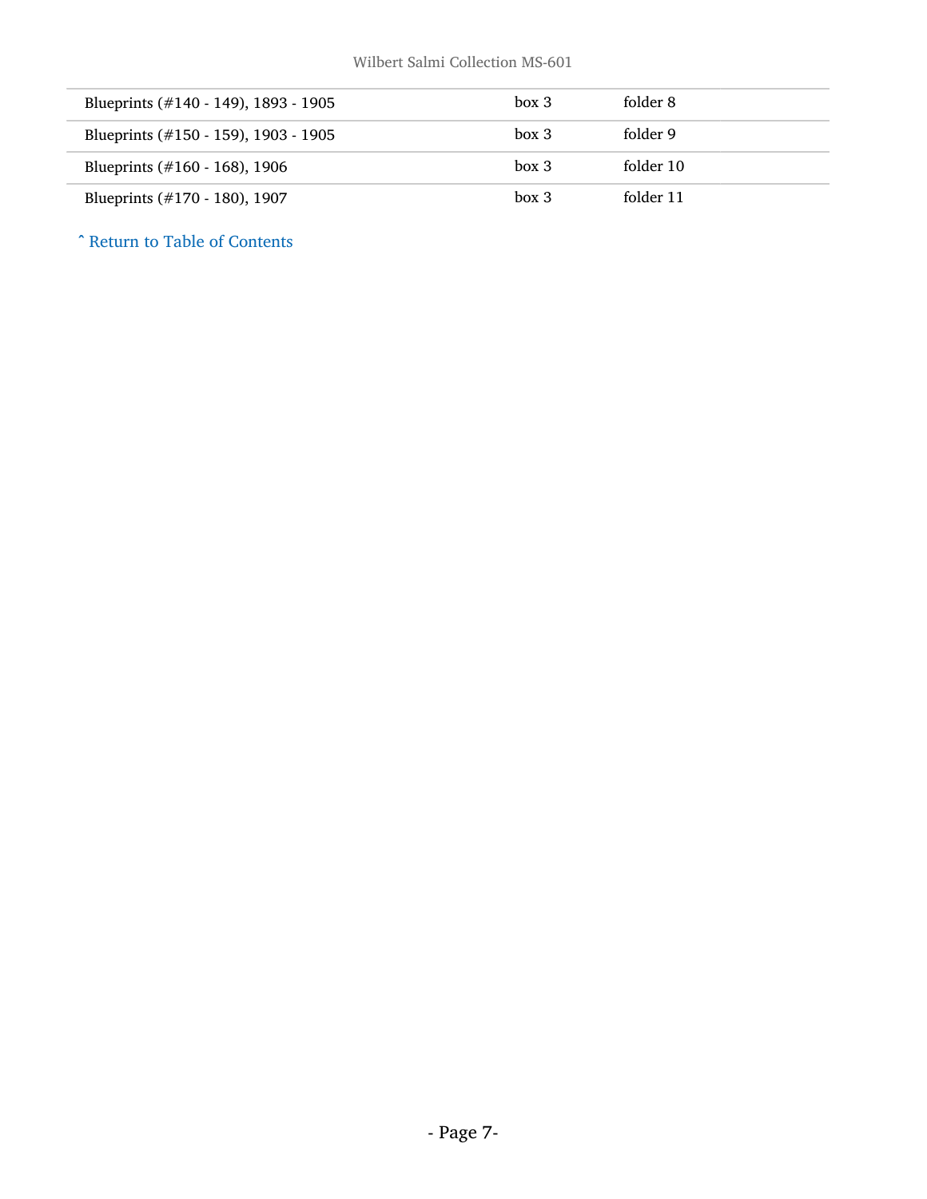| | | |
|---|---|---|
| Blueprints (#140 - 149), 1893 - 1905 | box 3 | folder 8 |
| Blueprints (#150 - 159), 1903 - 1905 | box 3 | folder 9 |
| Blueprints (#160 - 168), 1906 | box 3 | folder 10 |
| Blueprints (#170 - 180), 1907 | box 3 | folder 11 |

ˆ Return to Table of Contents